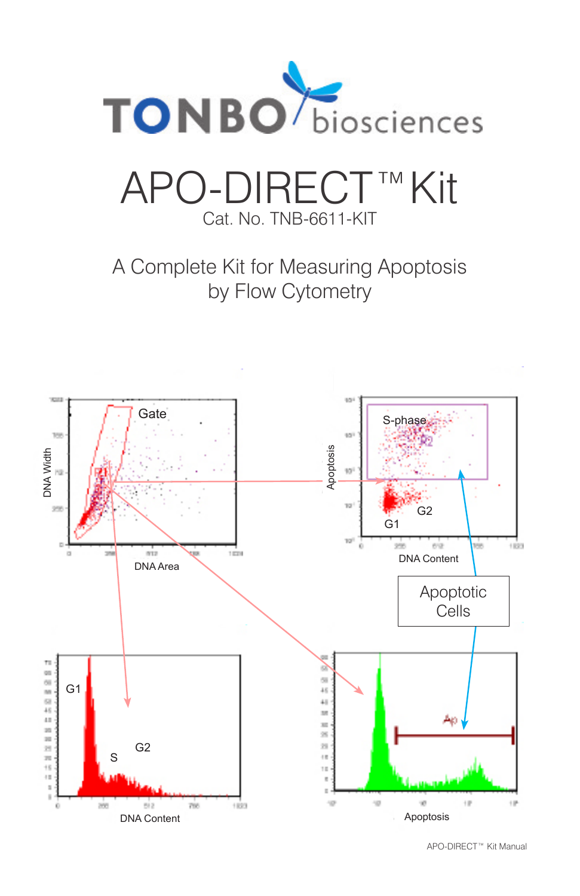TONBO biosciences

# APO-DIRECT™ Kit

Cat. No. TNB-6611-KIT

## A Complete Kit for Measuring Apoptosis by Flow Cytometry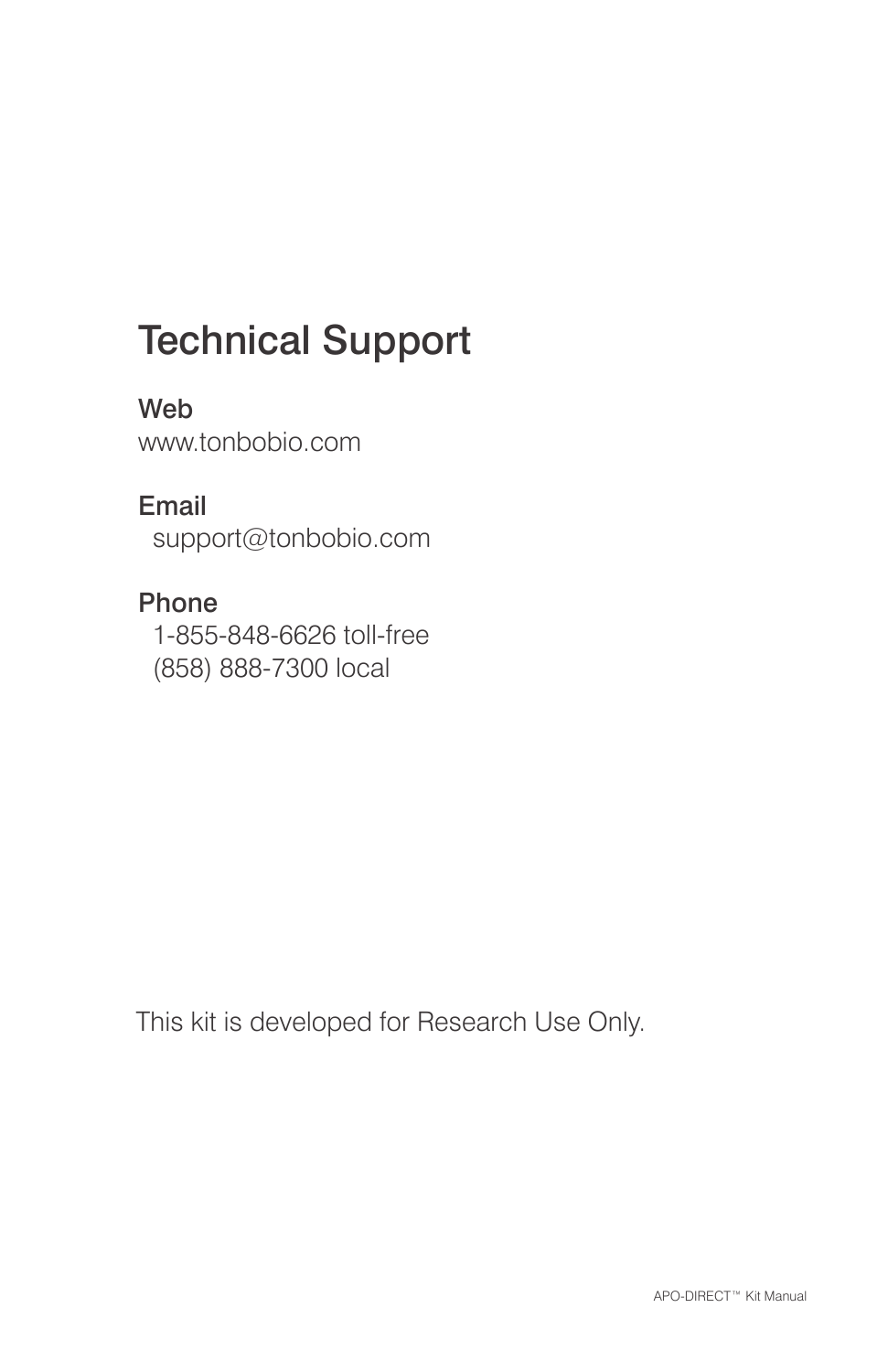# Technical Support

### Web

www.tonbobio.com

### Email

support@tonbobio.com

### Phone

1-855-848-6626 toll-free

(858) 888-7300 local

This kit is developed for Research Use Only.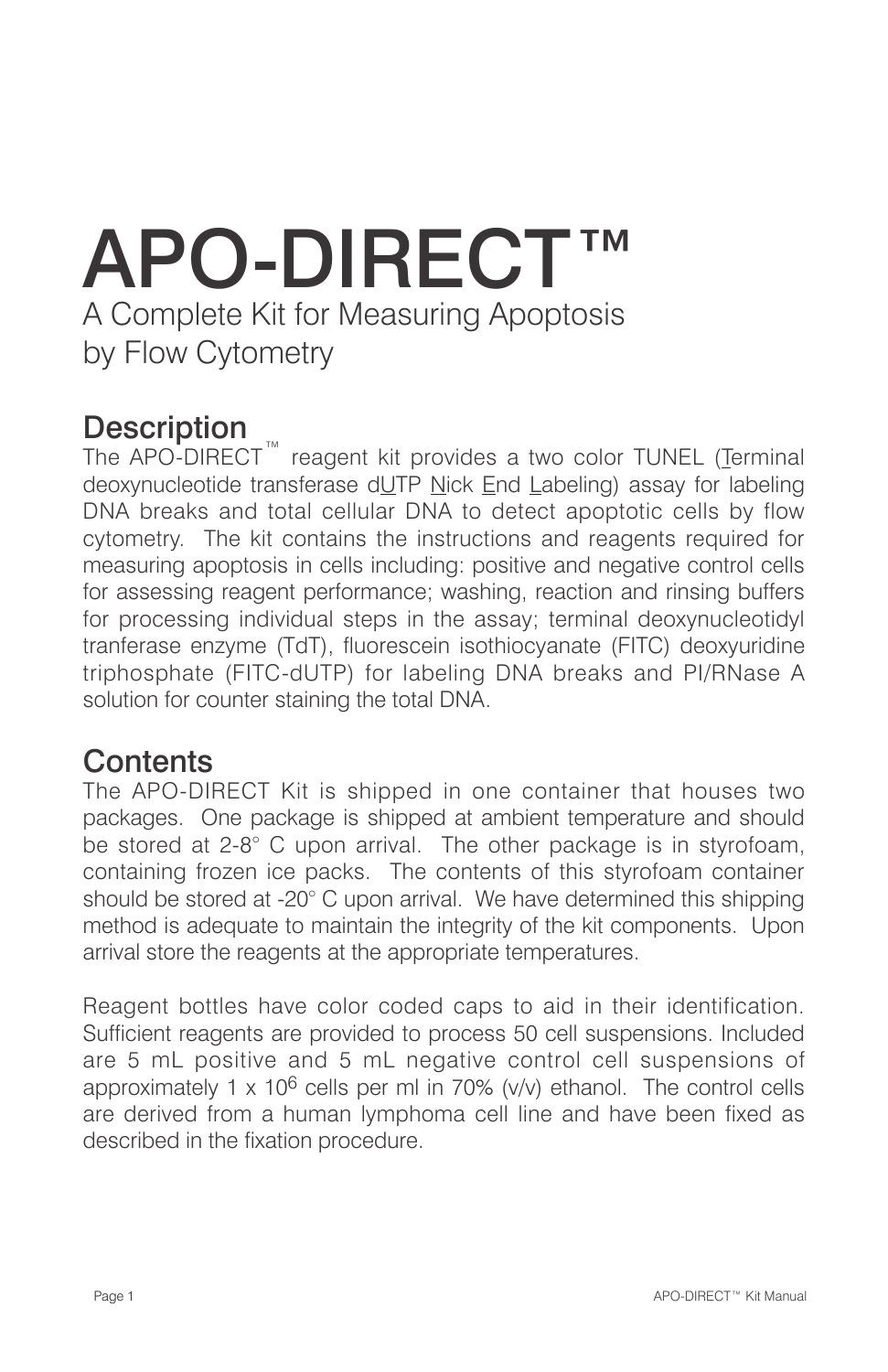# APO-DIRECT™

A Complete Kit for Measuring Apoptosis by Flow Cytometry

## Description

The APO-DIRECT™ reagent kit provides a two color TUNEL (Terminal deoxynucleotide transferase dUTP Nick End Labeling) assay for labeling DNA breaks and total cellular DNA to detect apoptotic cells by flow cytometry. The kit contains the instructions and reagents required for measuring apoptosis in cells including: positive and negative control cells for assessing reagent performance; washing, reaction and rinsing buffers for processing individual steps in the assay; terminal deoxynucleotidyl tranferase enzyme (TdT), fluorescein isothiocyanate (FITC) deoxyuridine triphosphate (FITC-dUTP) for labeling DNA breaks and PI/RNase A solution for counter staining the total DNA.

## Contents

The APO-DIRECT Kit is shipped in one container that houses two packages. One package is shipped at ambient temperature and should be stored at 2-8° C upon arrival. The other package is in styrofoam, containing frozen ice packs. The contents of this styrofoam container should be stored at -20° C upon arrival. We have determined this shipping method is adequate to maintain the integrity of the kit components. Upon arrival store the reagents at the appropriate temperatures.

Reagent bottles have color coded caps to aid in their identification. Sufficient reagents are provided to process 50 cell suspensions. Included are 5 mL positive and 5 mL negative control cell suspensions of approximately $1 \times 10^6$ cells per ml in 70% (v/v) ethanol. The control cells are derived from a human lymphoma cell line and have been fixed as described in the fixation procedure.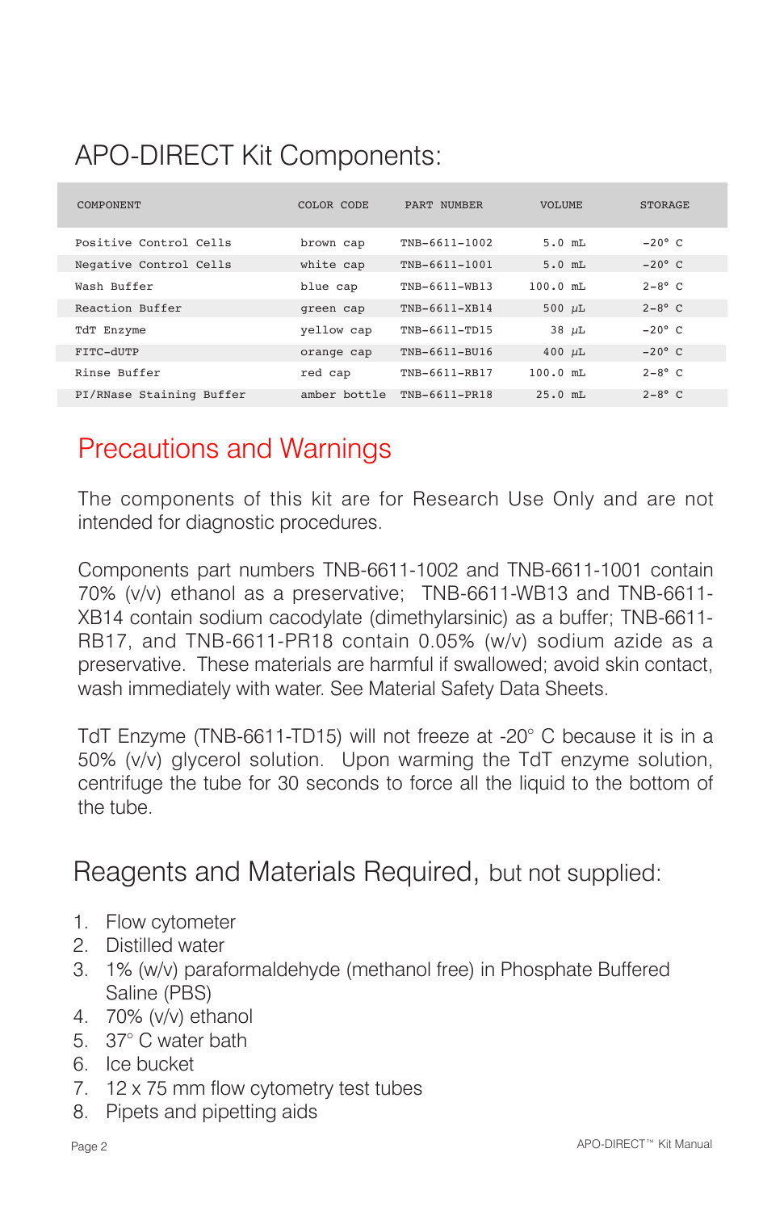## APO-DIRECT Kit Components:

| COMPONENT | COLOR CODE | PART NUMBER | VOLUME | STORAGE |
|---|---|---|---|---|
| Positive Control Cells | brown cap | TNB-6611-1002 | 5.0 mL | -20° C |
| Negative Control Cells | white cap | TNB-6611-1001 | 5.0 mL | -20° C |
| Wash Buffer | blue cap | TNB-6611-WB13 | 100.0 mL | 2-8° C |
| Reaction Buffer | green cap | TNB-6611-XB14 | 500 μL | 2-8° C |
| TdT Enzyme | yellow cap | TNB-6611-TD15 | 38 μL | -20° C |
| FITC-dUTP | orange cap | TNB-6611-BU16 | 400 μL | -20° C |
| Rinse Buffer | red cap | TNB-6611-RB17 | 100.0 mL | 2-8° C |
| PI/RNase Staining Buffer | amber bottle | TNB-6611-PR18 | 25.0 mL | 2-8° C |

## Precautions and Warnings

The components of this kit are for Research Use Only and are not intended for diagnostic procedures.

Components part numbers TNB-6611-1002 and TNB-6611-1001 contain 70% (v/v) ethanol as a preservative; TNB-6611-WB13 and TNB-6611-XB14 contain sodium cacodylate (dimethylarsinic) as a buffer; TNB-6611-RB17, and TNB-6611-PR18 contain 0.05% (w/v) sodium azide as a preservative. These materials are harmful if swallowed; avoid skin contact, wash immediately with water. See Material Safety Data Sheets.

TdT Enzyme (TNB-6611-TD15) will not freeze at -20° C because it is in a 50% (v/v) glycerol solution. Upon warming the TdT enzyme solution, centrifuge the tube for 30 seconds to force all the liquid to the bottom of the tube.

## Reagents and Materials Required, but not supplied:

1. Flow cytometer
2. Distilled water
3. 1% (w/v) paraformaldehyde (methanol free) in Phosphate Buffered Saline (PBS)
4. 70% (v/v) ethanol
5. 37° C water bath
6. Ice bucket
7. 12 x 75 mm flow cytometry test tubes
8. Pipets and pipetting aids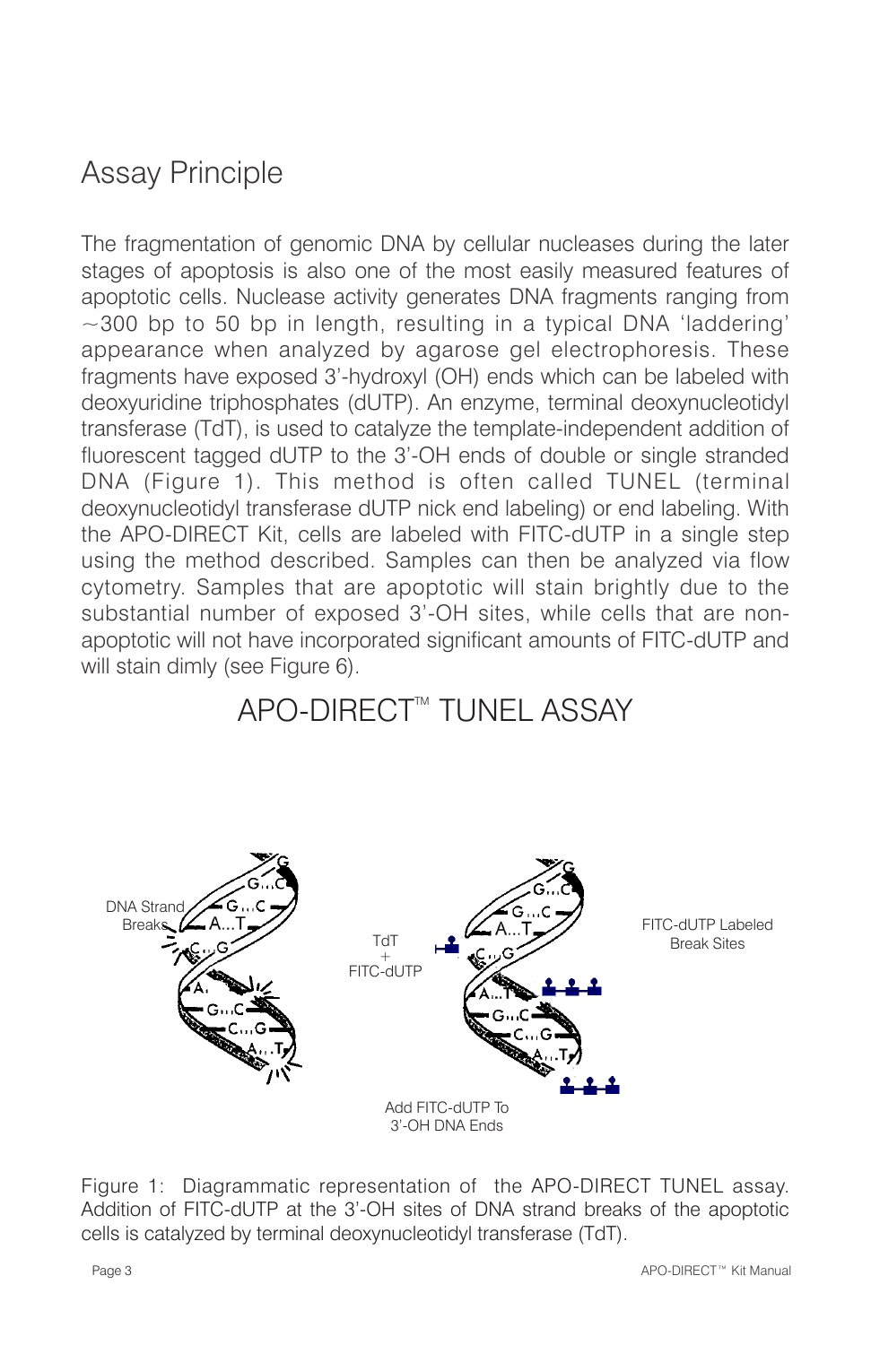# Assay Principle

The fragmentation of genomic DNA by cellular nucleases during the later stages of apoptosis is also one of the most easily measured features of apoptotic cells. Nuclease activity generates DNA fragments ranging from ~300 bp to 50 bp in length, resulting in a typical DNA 'laddering' appearance when analyzed by agarose gel electrophoresis. These fragments have exposed 3'-hydroxyl (OH) ends which can be labeled with deoxyuridine triphosphates (dUTP). An enzyme, terminal deoxynucleotidyl transferase (TdT), is used to catalyze the template-independent addition of fluorescent tagged dUTP to the 3'-OH ends of double or single stranded DNA (Figure 1). This method is often called TUNEL (terminal deoxynucleotidyl transferase dUTP nick end labeling) or end labeling. With the APO-DIRECT Kit, cells are labeled with FITC-dUTP in a single step using the method described. Samples can then be analyzed via flow cytometry. Samples that are apoptotic will stain brightly due to the substantial number of exposed 3'-OH sites, while cells that are non-apoptotic will not have incorporated significant amounts of FITC-dUTP and will stain dimly (see Figure 6).

## APO-DIRECT™ TUNEL ASSAY

DNA Strand Breaks

TdT + FITC-dUTP

FITC-dUTP Labeled Break Sites

Add FITC-dUTP To 3'-OH DNA Ends

Figure 1: Diagrammatic representation of the APO-DIRECT TUNEL assay. Addition of FITC-dUTP at the 3'-OH sites of DNA strand breaks of the apoptotic cells is catalyzed by terminal deoxynucleotidyl transferase (TdT).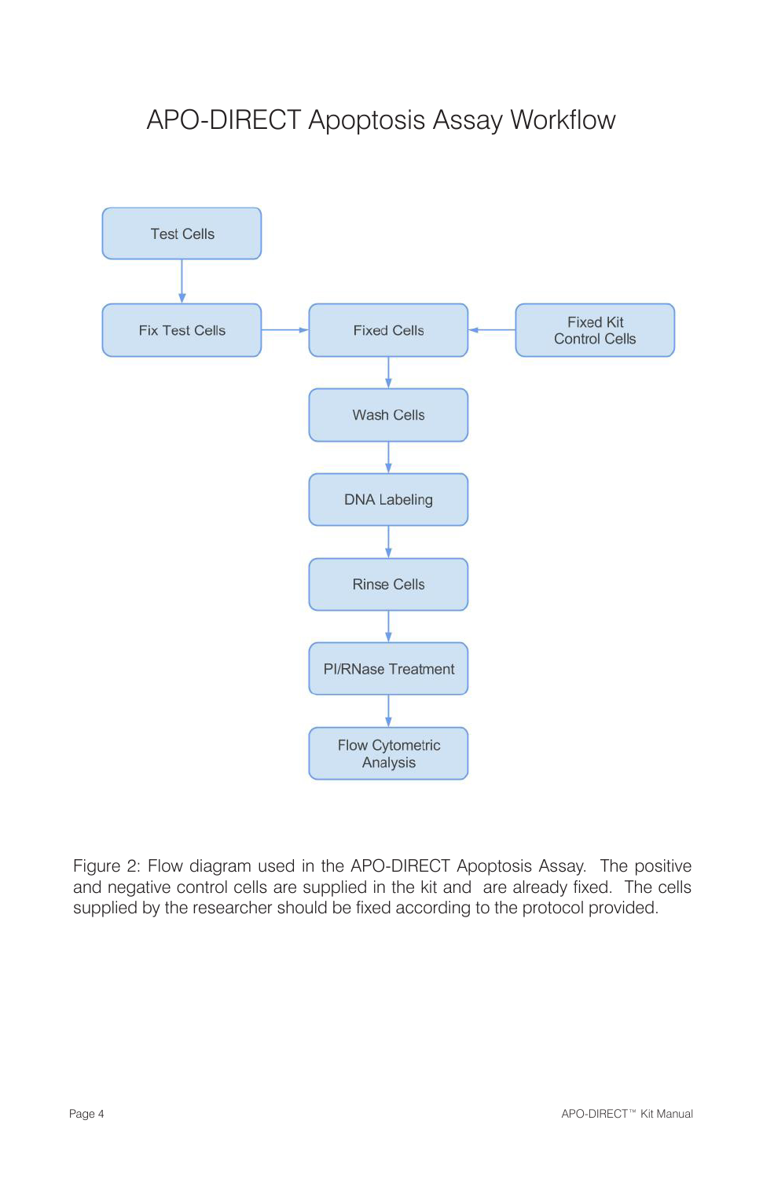# APO-DIRECT Apoptosis Assay Workflow

Test Cells

Fix Test Cells

Fixed Cells

Fixed Kit Control Cells

Wash Cells

DNA Labeling

Rinse Cells

PI/RNase Treatment

Flow Cytometric Analysis

Figure 2: Flow diagram used in the APO-DIRECT Apoptosis Assay. The positive and negative control cells are supplied in the kit and are already fixed. The cells supplied by the researcher should be fixed according to the protocol provided.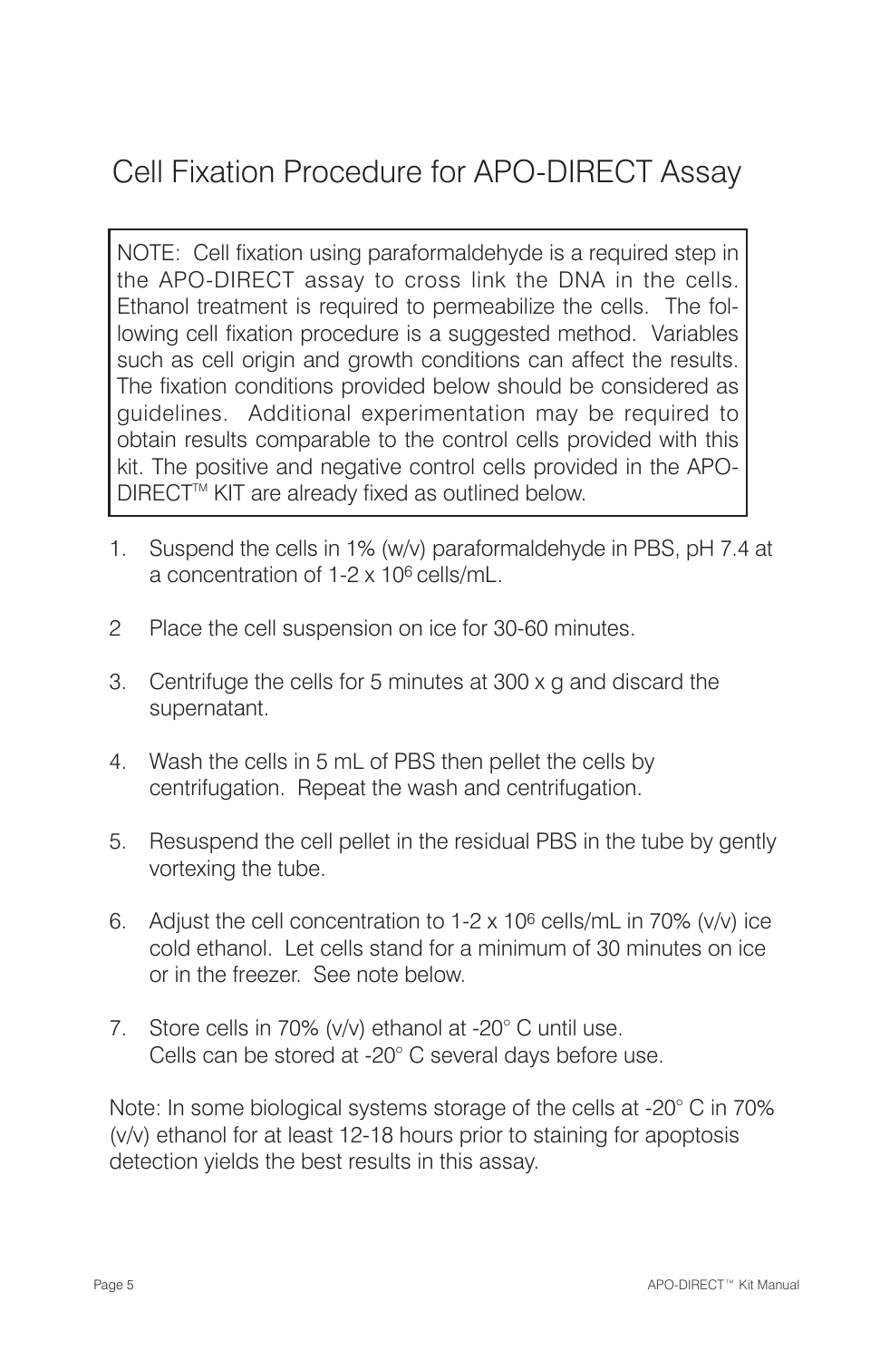# Cell Fixation Procedure for APO-DIRECT Assay

> NOTE: Cell fixation using paraformaldehyde is a required step in the APO-DIRECT assay to cross link the DNA in the cells. Ethanol treatment is required to permeabilize the cells. The following cell fixation procedure is a suggested method. Variables such as cell origin and growth conditions can affect the results. The fixation conditions provided below should be considered as guidelines. Additional experimentation may be required to obtain results comparable to the control cells provided with this kit. The positive and negative control cells provided in the APO-DIRECT™ KIT are already fixed as outlined below.

1. Suspend the cells in 1% (w/v) paraformaldehyde in PBS, pH 7.4 at a concentration of 1-2 x $10^6$ cells/mL.
2. Place the cell suspension on ice for 30-60 minutes.
3. Centrifuge the cells for 5 minutes at 300 x g and discard the supernatant.
4. Wash the cells in 5 mL of PBS then pellet the cells by centrifugation. Repeat the wash and centrifugation.
5. Resuspend the cell pellet in the residual PBS in the tube by gently vortexing the tube.
6. Adjust the cell concentration to 1-2 x $10^6$ cells/mL in 70% (v/v) ice cold ethanol. Let cells stand for a minimum of 30 minutes on ice or in the freezer. See note below.
7. Store cells in 70% (v/v) ethanol at -20° C until use.
   Cells can be stored at -20° C several days before use.

Note: In some biological systems storage of the cells at -20° C in 70% (v/v) ethanol for at least 12-18 hours prior to staining for apoptosis detection yields the best results in this assay.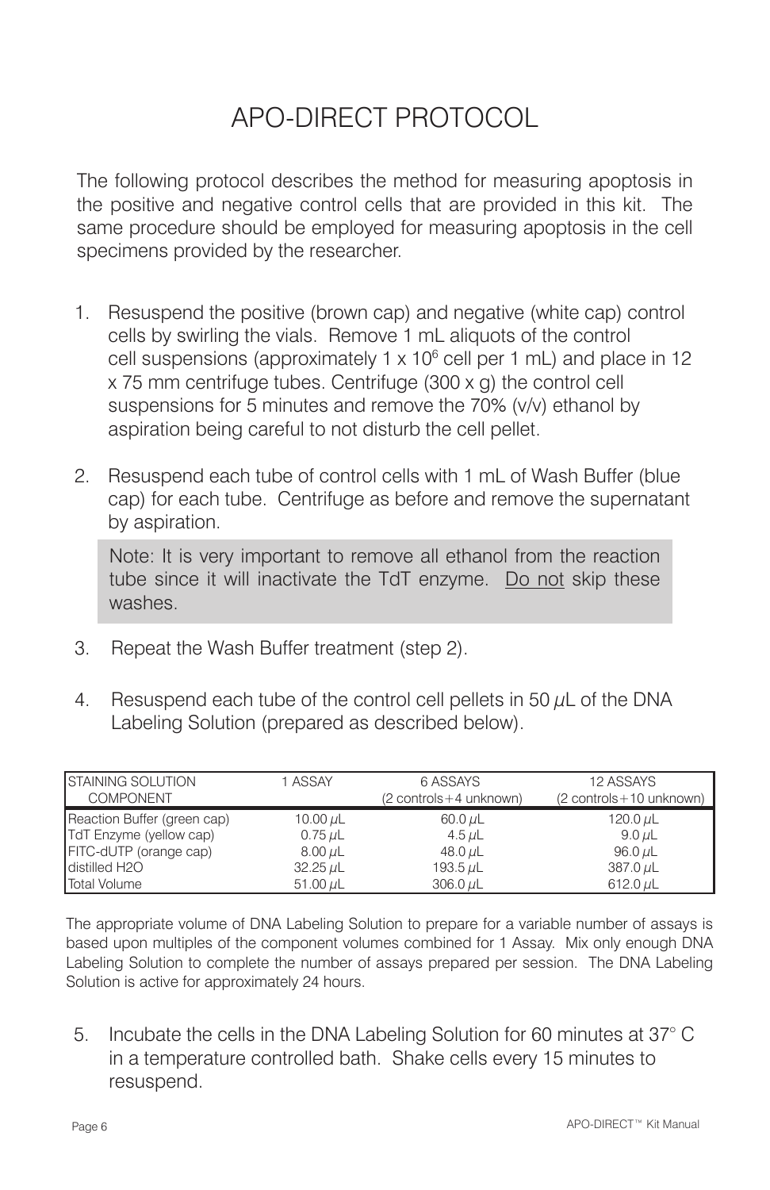# APO-DIRECT PROTOCOL

The following protocol describes the method for measuring apoptosis in the positive and negative control cells that are provided in this kit. The same procedure should be employed for measuring apoptosis in the cell specimens provided by the researcher.

1. Resuspend the positive (brown cap) and negative (white cap) control cells by swirling the vials. Remove 1 mL aliquots of the control cell suspensions (approximately $1 \times 10^6$ cell per 1 mL) and place in 12 x 75 mm centrifuge tubes. Centrifuge (300 x g) the control cell suspensions for 5 minutes and remove the 70% (v/v) ethanol by aspiration being careful to not disturb the cell pellet.

2. Resuspend each tube of control cells with 1 mL of Wash Buffer (blue cap) for each tube. Centrifuge as before and remove the supernatant by aspiration.

   Note: It is very important to remove all ethanol from the reaction tube since it will inactivate the TdT enzyme. Do not skip these washes.

3. Repeat the Wash Buffer treatment (step 2).

4. Resuspend each tube of the control cell pellets in 50 µL of the DNA Labeling Solution (prepared as described below).

| STAINING SOLUTION COMPONENT | 1 ASSAY | 6 ASSAYS (2 controls+4 unknown) | 12 ASSAYS (2 controls+10 unknown) |
|---|---|---|---|
| Reaction Buffer (green cap) | 10.00 µL | 60.0 µL | 120.0 µL |
| TdT Enzyme (yellow cap) | 0.75 µL | 4.5 µL | 9.0 µL |
| FITC-dUTP (orange cap) | 8.00 µL | 48.0 µL | 96.0 µL |
| distilled $H_2O$ | 32.25 µL | 193.5 µL | 387.0 µL |
| Total Volume | 51.00 µL | 306.0 µL | 612.0 µL |

The appropriate volume of DNA Labeling Solution to prepare for a variable number of assays is based upon multiples of the component volumes combined for 1 Assay. Mix only enough DNA Labeling Solution to complete the number of assays prepared per session. The DNA Labeling Solution is active for approximately 24 hours.

5. Incubate the cells in the DNA Labeling Solution for 60 minutes at 37° C in a temperature controlled bath. Shake cells every 15 minutes to resuspend.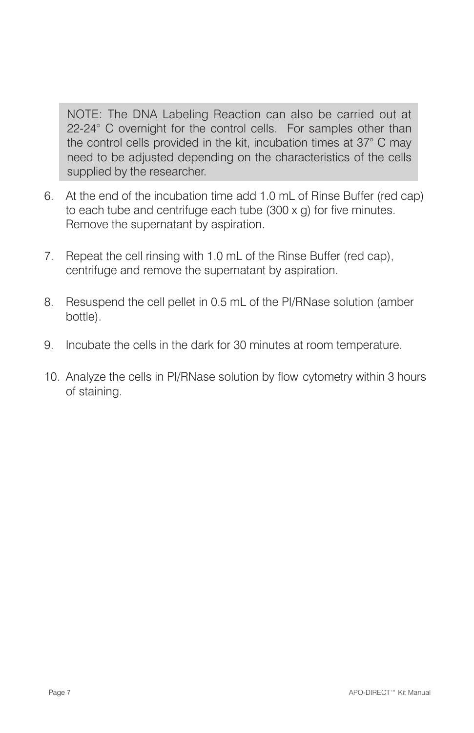> NOTE: The DNA Labeling Reaction can also be carried out at 22-24° C overnight for the control cells. For samples other than the control cells provided in the kit, incubation times at 37° C may need to be adjusted depending on the characteristics of the cells supplied by the researcher.

6. At the end of the incubation time add 1.0 mL of Rinse Buffer (red cap) to each tube and centrifuge each tube (300 x g) for five minutes. Remove the supernatant by aspiration.

7. Repeat the cell rinsing with 1.0 mL of the Rinse Buffer (red cap), centrifuge and remove the supernatant by aspiration.

8. Resuspend the cell pellet in 0.5 mL of the PI/RNase solution (amber bottle).

9. Incubate the cells in the dark for 30 minutes at room temperature.

10. Analyze the cells in PI/RNase solution by flow cytometry within 3 hours of staining.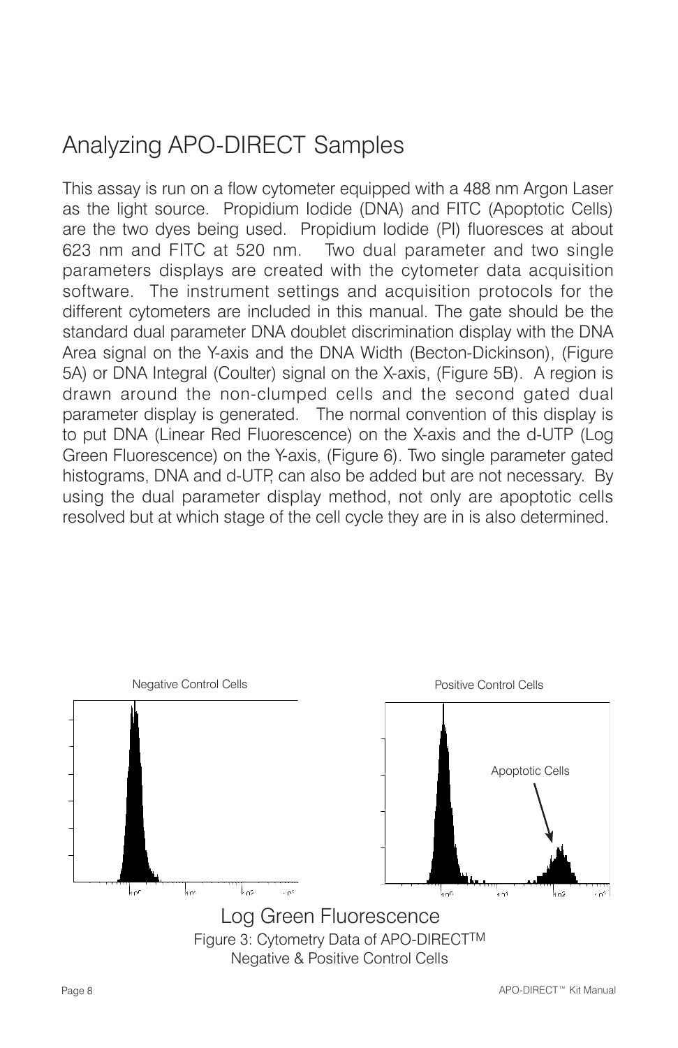# Analyzing APO-DIRECT Samples

This assay is run on a flow cytometer equipped with a 488 nm Argon Laser as the light source. Propidium Iodide (DNA) and FITC (Apoptotic Cells) are the two dyes being used. Propidium Iodide (PI) fluoresces at about 623 nm and FITC at 520 nm. Two dual parameter and two single parameters displays are created with the cytometer data acquisition software. The instrument settings and acquisition protocols for the different cytometers are included in this manual. The gate should be the standard dual parameter DNA doublet discrimination display with the DNA Area signal on the Y-axis and the DNA Width (Becton-Dickinson), (Figure 5A) or DNA Integral (Coulter) signal on the X-axis, (Figure 5B). A region is drawn around the non-clumped cells and the second gated dual parameter display is generated. The normal convention of this display is to put DNA (Linear Red Fluorescence) on the X-axis and the d-UTP (Log Green Fluorescence) on the Y-axis, (Figure 6). Two single parameter gated histograms, DNA and d-UTP, can also be added but are not necessary. By using the dual parameter display method, not only are apoptotic cells resolved but at which stage of the cell cycle they are in is also determined.

Negative Control Cells

Positive Control Cells

Apoptotic Cells

Log Green Fluorescence

Figure 3: Cytometry Data of APO-DIRECT™ Negative & Positive Control Cells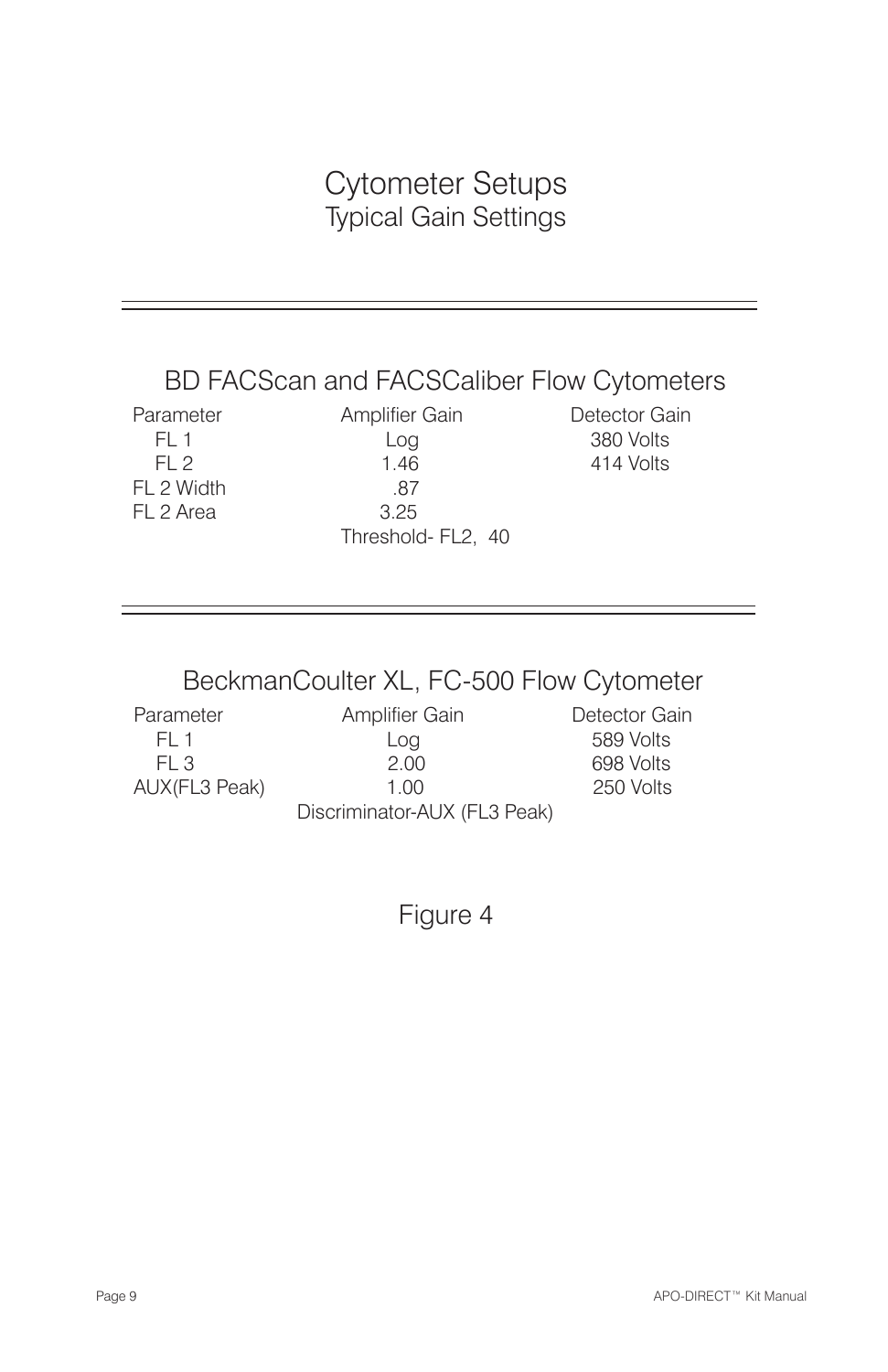# Cytometer Setups

## Typical Gain Settings

### BD FACScan and FACSCaliber Flow Cytometers

| Parameter | Amplifier Gain | Detector Gain |
|---|---|---|
| FL 1 | Log | 380 Volts |
| FL 2 | 1.46 | 414 Volts |
| FL 2 Width | .87 | |
| FL 2 Area | 3.25 | |
| | Threshold- FL2, 40 | |

### BeckmanCoulter XL, FC-500 Flow Cytometer

| Parameter | Amplifier Gain | Detector Gain |
|---|---|---|
| FL 1 | Log | 589 Volts |
| FL 3 | 2.00 | 698 Volts |
| AUX(FL3 Peak) | 1.00 | 250 Volts |
| | Discriminator-AUX (FL3 Peak) | |

Figure 4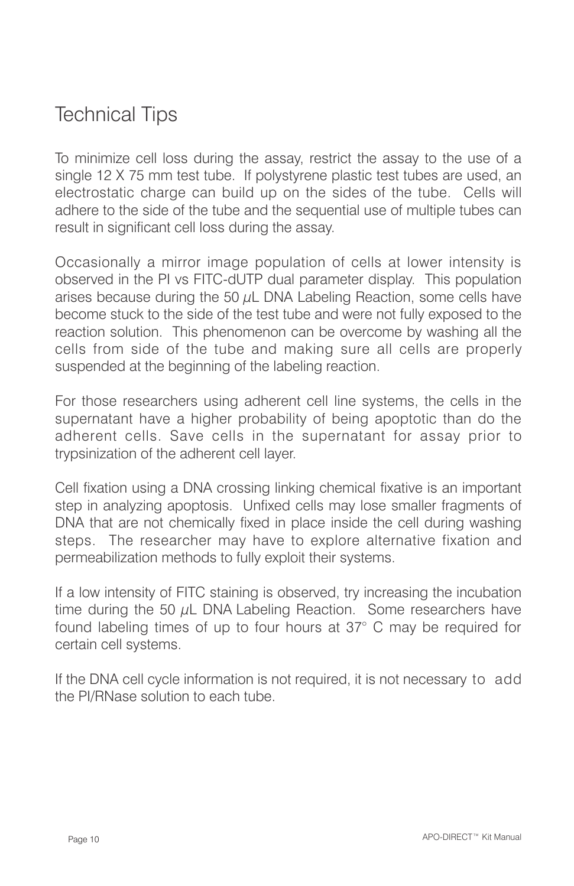# Technical Tips

To minimize cell loss during the assay, restrict the assay to the use of a single 12 X 75 mm test tube. If polystyrene plastic test tubes are used, an electrostatic charge can build up on the sides of the tube. Cells will adhere to the side of the tube and the sequential use of multiple tubes can result in significant cell loss during the assay.

Occasionally a mirror image population of cells at lower intensity is observed in the PI vs FITC-dUTP dual parameter display. This population arises because during the 50 $\mu$L DNA Labeling Reaction, some cells have become stuck to the side of the test tube and were not fully exposed to the reaction solution. This phenomenon can be overcome by washing all the cells from side of the tube and making sure all cells are properly suspended at the beginning of the labeling reaction.

For those researchers using adherent cell line systems, the cells in the supernatant have a higher probability of being apoptotic than do the adherent cells. Save cells in the supernatant for assay prior to trypsinization of the adherent cell layer.

Cell fixation using a DNA crossing linking chemical fixative is an important step in analyzing apoptosis. Unfixed cells may lose smaller fragments of DNA that are not chemically fixed in place inside the cell during washing steps. The researcher may have to explore alternative fixation and permeabilization methods to fully exploit their systems.

If a low intensity of FITC staining is observed, try increasing the incubation time during the 50 $\mu$L DNA Labeling Reaction. Some researchers have found labeling times of up to four hours at 37° C may be required for certain cell systems.

If the DNA cell cycle information is not required, it is not necessary to add the PI/RNase solution to each tube.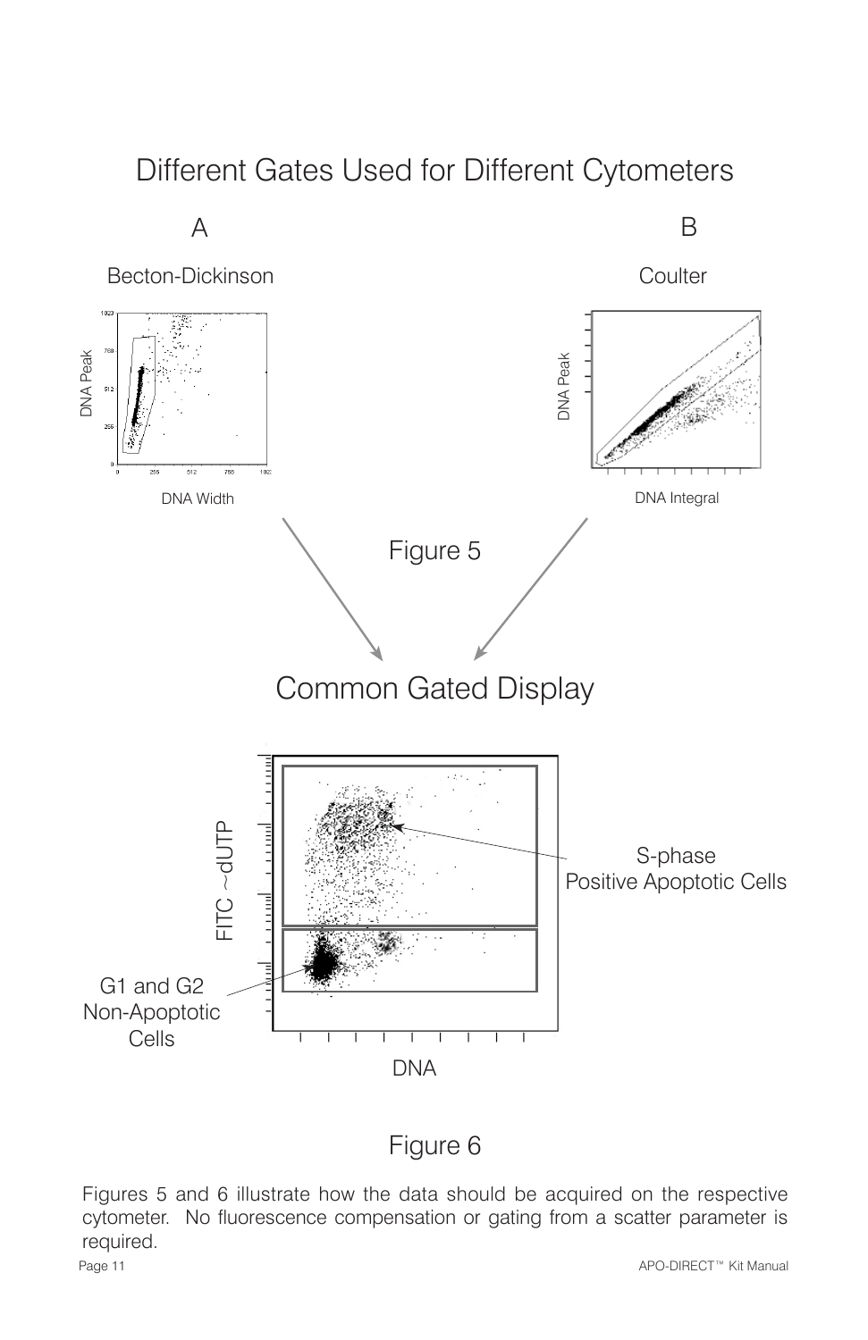## Different Gates Used for Different Cytometers

A

Becton-Dickinson

B

Coulter

Figure 5

## Common Gated Display

S-phase
Positive Apoptotic Cells

G1 and G2
Non-Apoptotic
Cells

Figure 6

Figures 5 and 6 illustrate how the data should be acquired on the respective cytometer. No fluorescence compensation or gating from a scatter parameter is required.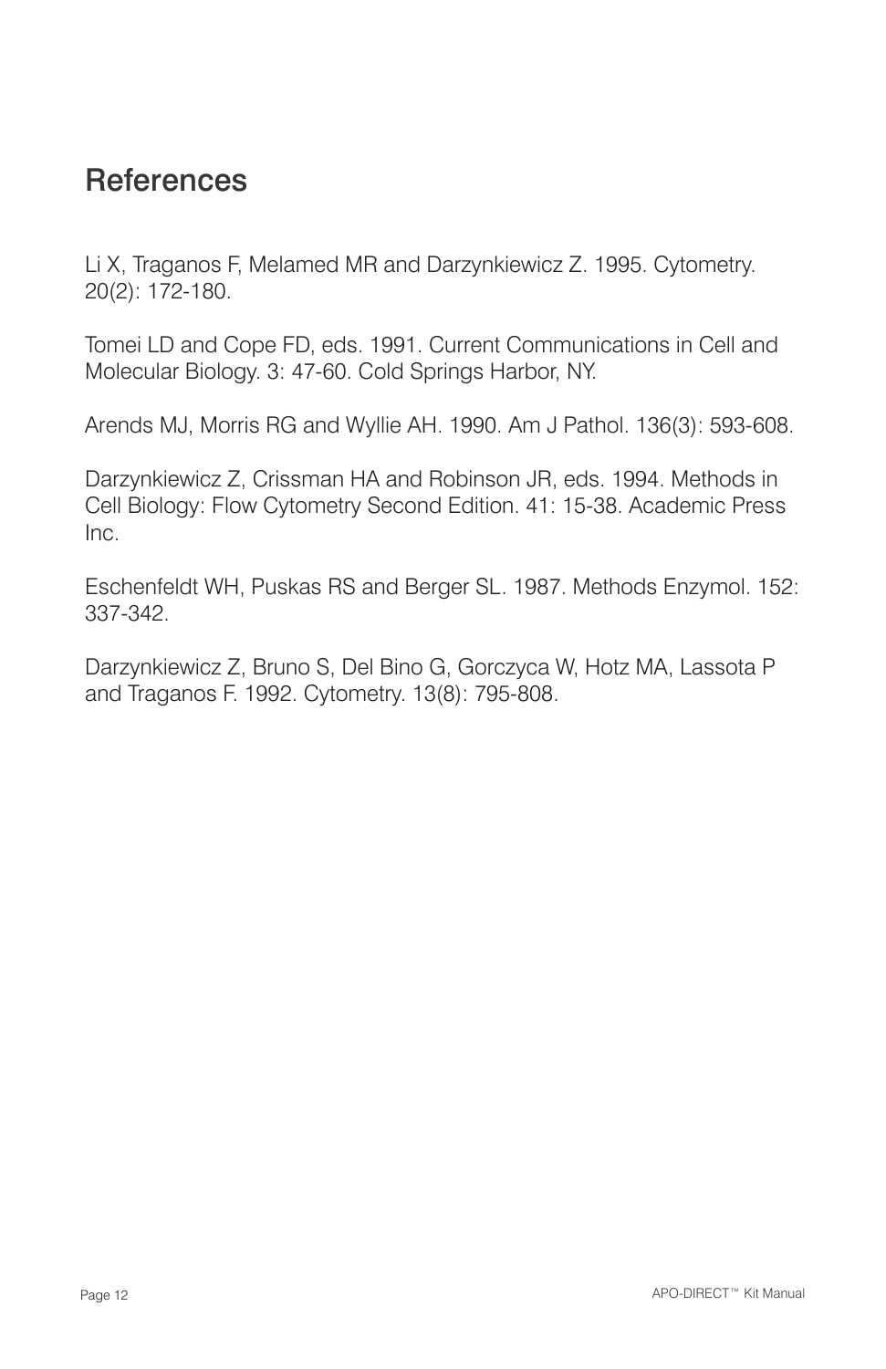# References

Li X, Traganos F, Melamed MR and Darzynkiewicz Z. 1995. Cytometry. 20(2): 172-180.

Tomei LD and Cope FD, eds. 1991. Current Communications in Cell and Molecular Biology. 3: 47-60. Cold Springs Harbor, NY.

Arends MJ, Morris RG and Wyllie AH. 1990. Am J Pathol. 136(3): 593-608.

Darzynkiewicz Z, Crissman HA and Robinson JR, eds. 1994. Methods in Cell Biology: Flow Cytometry Second Edition. 41: 15-38. Academic Press Inc.

Eschenfeldt WH, Puskas RS and Berger SL. 1987. Methods Enzymol. 152: 337-342.

Darzynkiewicz Z, Bruno S, Del Bino G, Gorczyca W, Hotz MA, Lassota P and Traganos F. 1992. Cytometry. 13(8): 795-808.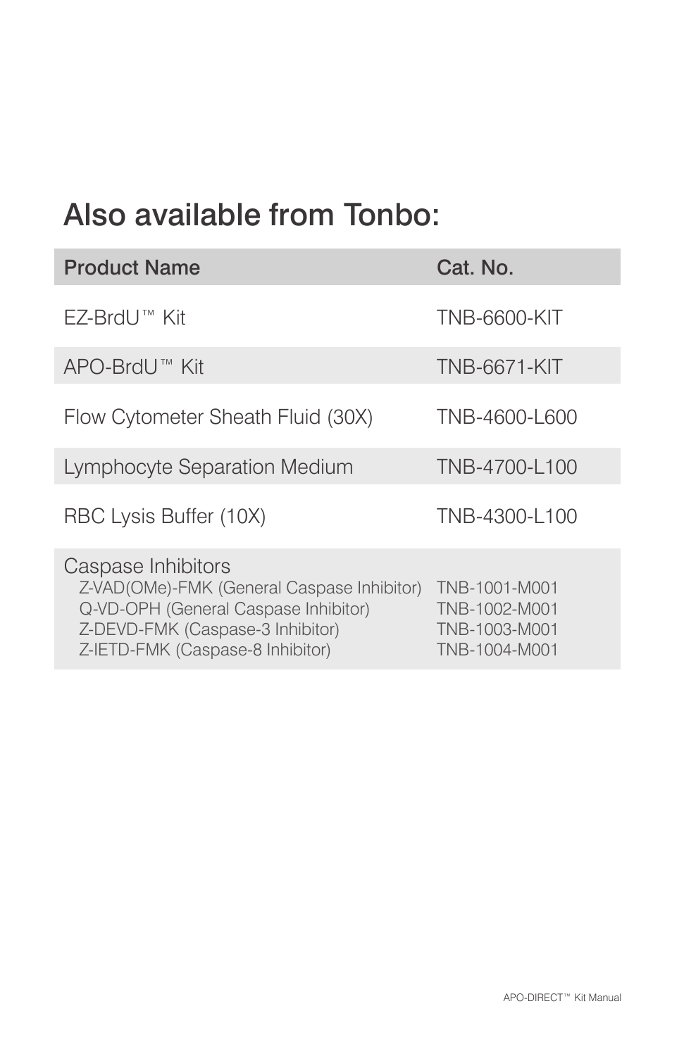# Also available from Tonbo:

| Product Name | Cat. No. |
| --- | --- |
| EZ-BrdU™ Kit | TNB-6600-KIT |
| APO-BrdU™ Kit | TNB-6671-KIT |
| Flow Cytometer Sheath Fluid (30X) | TNB-4600-L600 |
| Lymphocyte Separation Medium | TNB-4700-L100 |
| RBC Lysis Buffer (10X) | TNB-4300-L100 |
| Caspase Inhibitors | |
| Z-VAD(OMe)-FMK (General Caspase Inhibitor) | TNB-1001-M001 |
| Q-VD-OPH (General Caspase Inhibitor) | TNB-1002-M001 |
| Z-DEVD-FMK (Caspase-3 Inhibitor) | TNB-1003-M001 |
| Z-IETD-FMK (Caspase-8 Inhibitor) | TNB-1004-M001 |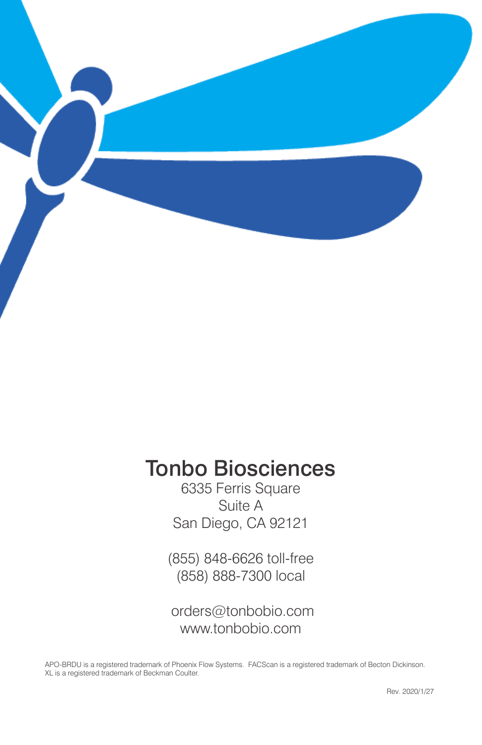# Tonbo Biosciences

6335 Ferris Square
Suite A
San Diego, CA 92121

(855) 848-6626 toll-free
(858) 888-7300 local

orders@tonbobio.com
www.tonbobio.com

APO-BRDU is a registered trademark of Phoenix Flow Systems. FACScan is a registered trademark of Becton Dickinson. XL is a registered trademark of Beckman Coulter.

Rev. 2020/1/27